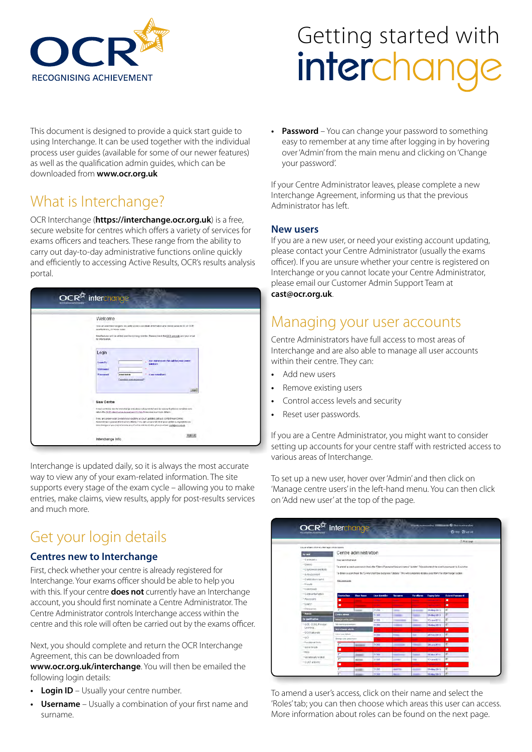# Getting started with interchange

This document is designed to provide a quick start guide to using Interchange. It can be used together with the individual process user guides (available for some of our newer features) as well as the qualification admin guides, which can be downloaded from **www.ocr.org.uk**

## What is Interchange?

OCR Interchange (**https://interchange.ocr.org.uk**) is a free, secure website for centres which offers a variety of services for exams officers and teachers. These range from the ability to carry out day-to-day administrative functions online quickly and efficiently to accessing Active Results, OCR's results analysis portal.

Interchange is updated daily, so it is always the most accurate way to view any of your exam-related information. The site supports every stage of the exam cycle – allowing you to make entries, make claims, view results, apply for post-results services and much more.

## Get your login details

### Centres new to Interchange

First, check whether your centre is already registered for Interchange. Your exams officer should be able to help you with this. If your centre **does not** currently have an Interchange account, you should first nominate a Centre Administrator. The Centre Administrator controls Interchange access within the centre and this role will often be carried out by the exams officer.

Next, you should complete and return the OCR Interchange Agreement, this can be downloaded from **www.ocr.org.uk/interchange**. You will then be emailed the following login details:

- **Login ID** – Usually your centre number.
- **Username** – Usually a combination of your first name and surname.
- **Password** – You can change your password to something easy to remember at any time after logging in by hovering over 'Admin' from the main menu and clicking on 'Change your password'.

If your Centre Administrator leaves, please complete a new Interchange Agreement, informing us that the previous Administrator has left.

### New users

If you are a new user, or need your existing account updating, please contact your Centre Administrator (usually the exams officer). If you are unsure whether your centre is registered on Interchange or you cannot locate your Centre Administrator, please email our Customer Admin Support Team at **cast@ocr.org.uk**.

## Managing your user accounts

Centre Administrators have full access to most areas of Interchange and are also able to manage all user accounts within their centre. They can:

- Add new users
- Remove existing users
- Control access levels and security
- Reset user passwords.

If you are a Centre Administrator, you might want to consider setting up accounts for your centre staff with restricted access to various areas of Interchange.

To set up a new user, hover over 'Admin' and then click on 'Manage centre users' in the left-hand menu. You can then click on 'Add new user' at the top of the page.

To amend a user's access, click on their name and select the 'Roles' tab; you can then choose which areas this user can access. More information about roles can be found on the next page.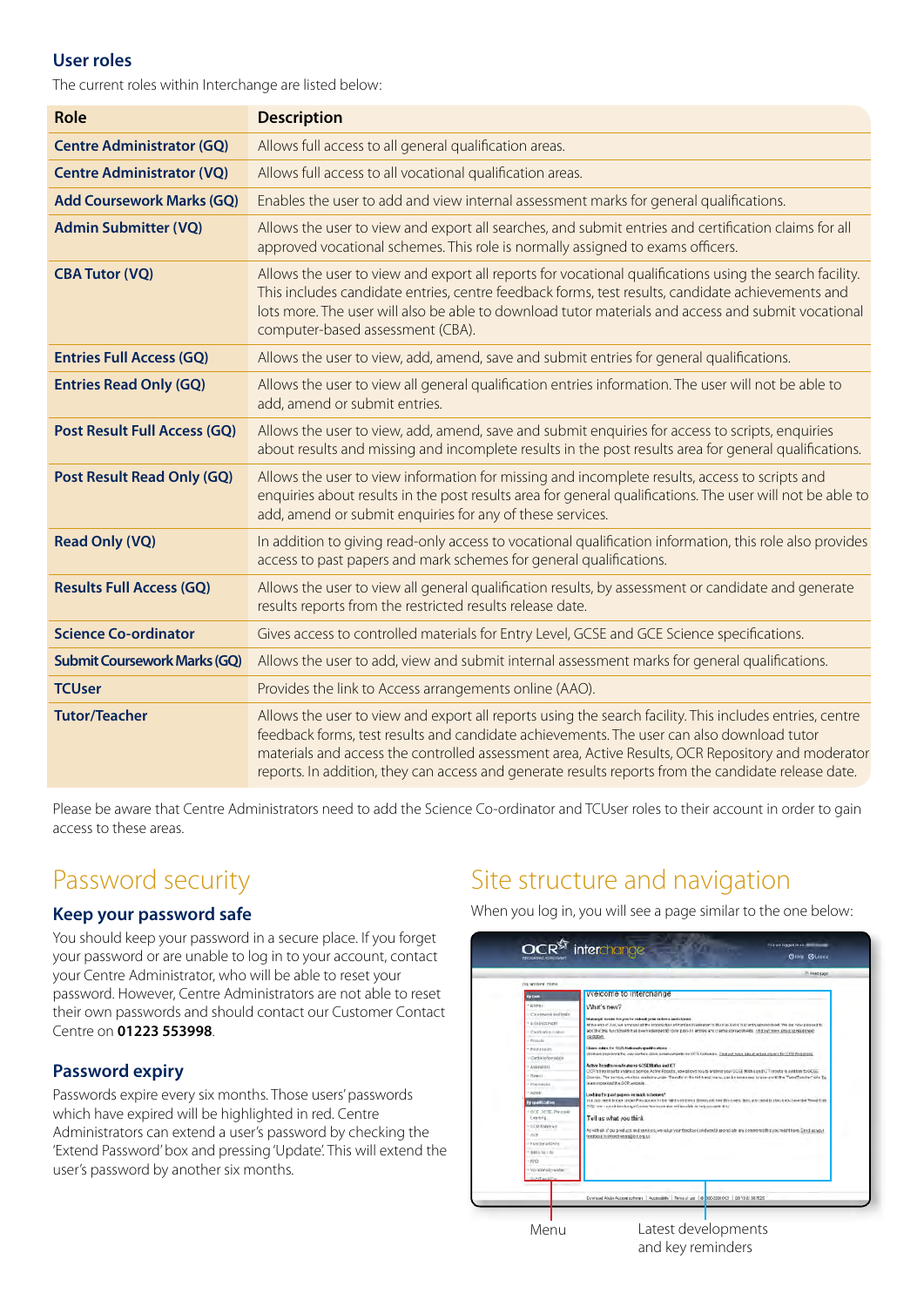### User roles

The current roles within Interchange are listed below:

| Role | Description |
|---|---|
| **Centre Administrator (GQ)** | Allows full access to all general qualification areas. |
| **Centre Administrator (VQ)** | Allows full access to all vocational qualification areas. |
| **Add Coursework Marks (GQ)** | Enables the user to add and view internal assessment marks for general qualifications. |
| **Admin Submitter (VQ)** | Allows the user to view and export all searches, and submit entries and certification claims for all approved vocational schemes. This role is normally assigned to exams officers. |
| **CBA Tutor (VQ)** | Allows the user to view and export all reports for vocational qualifications using the search facility. This includes candidate entries, centre feedback forms, test results, candidate achievements and lots more. The user will also be able to download tutor materials and access and submit vocational computer-based assessment (CBA). |
| **Entries Full Access (GQ)** | Allows the user to view, add, amend, save and submit entries for general qualifications. |
| **Entries Read Only (GQ)** | Allows the user to view all general qualification entries information. The user will not be able to add, amend or submit entries. |
| **Post Result Full Access (GQ)** | Allows the user to view, add, amend, save and submit enquiries for access to scripts, enquiries about results and missing and incomplete results in the post results area for general qualifications. |
| **Post Result Read Only (GQ)** | Allows the user to view information for missing and incomplete results, access to scripts and enquiries about results in the post results area for general qualifications. The user will not be able to add, amend or submit enquiries for any of these services. |
| **Read Only (VQ)** | In addition to giving read-only access to vocational qualification information, this role also provides access to past papers and mark schemes for general qualifications. |
| **Results Full Access (GQ)** | Allows the user to view all general qualification results, by assessment or candidate and generate results reports from the restricted results release date. |
| **Science Co-ordinator** | Gives access to controlled materials for Entry Level, GCSE and GCE Science specifications. |
| **Submit Coursework Marks (GQ)** | Allows the user to add, view and submit internal assessment marks for general qualifications. |
| **TCUser** | Provides the link to Access arrangements online (AAO). |
| **Tutor/Teacher** | Allows the user to view and export all reports using the search facility. This includes entries, centre feedback forms, test results and candidate achievements. The user can also download tutor materials and access the controlled assessment area, Active Results, OCR Repository and moderator reports. In addition, they can access and generate results reports from the candidate release date. |

Please be aware that Centre Administrators need to add the Science Co-ordinator and TCUser roles to their account in order to gain access to these areas.

## Password security

### Keep your password safe

You should keep your password in a secure place. If you forget your password or are unable to log in to your account, contact your Centre Administrator, who will be able to reset your password. However, Centre Administrators are not able to reset their own passwords and should contact our Customer Contact Centre on **01223 553998**.

### Password expiry

Passwords expire every six months. Those users' passwords which have expired will be highlighted in red. Centre Administrators can extend a user's password by checking the 'Extend Password' box and pressing 'Update'. This will extend the user's password by another six months.

## Site structure and navigation

When you log in, you will see a page similar to the one below:

Menu

Latest developments and key reminders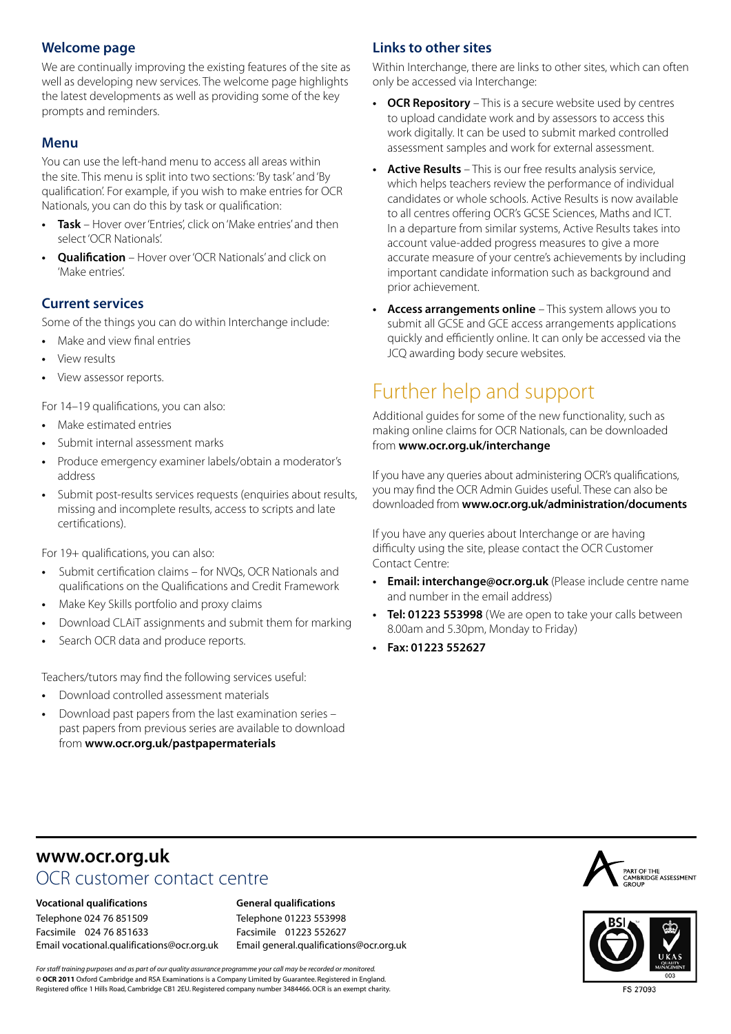### Welcome page

We are continually improving the existing features of the site as well as developing new services. The welcome page highlights the latest developments as well as providing some of the key prompts and reminders.

### Menu

You can use the left-hand menu to access all areas within the site. This menu is split into two sections: 'By task' and 'By qualification'. For example, if you wish to make entries for OCR Nationals, you can do this by task or qualification:

- **Task** – Hover over 'Entries', click on 'Make entries' and then select 'OCR Nationals'.
- **Qualification** – Hover over 'OCR Nationals' and click on 'Make entries'.

### Current services

Some of the things you can do within Interchange include:

- Make and view final entries
- View results
- View assessor reports.

For 14–19 qualifications, you can also:

- Make estimated entries
- Submit internal assessment marks
- Produce emergency examiner labels/obtain a moderator's address
- Submit post-results services requests (enquiries about results, missing and incomplete results, access to scripts and late certifications).

For 19+ qualifications, you can also:

- Submit certification claims – for NVQs, OCR Nationals and qualifications on the Qualifications and Credit Framework
- Make Key Skills portfolio and proxy claims
- Download CLAiT assignments and submit them for marking
- Search OCR data and produce reports.

Teachers/tutors may find the following services useful:

- Download controlled assessment materials
- Download past papers from the last examination series – past papers from previous series are available to download from **www.ocr.org.uk/pastpapermaterials**

### Links to other sites

Within Interchange, there are links to other sites, which can often only be accessed via Interchange:

- **OCR Repository** – This is a secure website used by centres to upload candidate work and by assessors to access this work digitally. It can be used to submit marked controlled assessment samples and work for external assessment.
- **Active Results** – This is our free results analysis service, which helps teachers review the performance of individual candidates or whole schools. Active Results is now available to all centres offering OCR's GCSE Sciences, Maths and ICT. In a departure from similar systems, Active Results takes into account value-added progress measures to give a more accurate measure of your centre's achievements by including important candidate information such as background and prior achievement.
- **Access arrangements online** – This system allows you to submit all GCSE and GCE access arrangements applications quickly and efficiently online. It can only be accessed via the JCQ awarding body secure websites.

## Further help and support

Additional guides for some of the new functionality, such as making online claims for OCR Nationals, can be downloaded from **www.ocr.org.uk/interchange**

If you have any queries about administering OCR's qualifications, you may find the OCR Admin Guides useful. These can also be downloaded from **www.ocr.org.uk/administration/documents**

If you have any queries about Interchange or are having difficulty using the site, please contact the OCR Customer Contact Centre:

- **Email: interchange@ocr.org.uk** (Please include centre name and number in the email address)
- **Tel: 01223 553998** (We are open to take your calls between 8.00am and 5.30pm, Monday to Friday)
- **Fax: 01223 552627**

## www.ocr.org.uk

## OCR customer contact centre

**Vocational qualifications**
Telephone 024 76 851509
Facsimile 024 76 851633
Email vocational.qualifications@ocr.org.uk

**General qualifications**
Telephone 01223 553998
Facsimile 01223 552627
Email general.qualifications@ocr.org.uk

*For staff training purposes and as part of our quality assurance programme your call may be recorded or monitored.*

**© OCR 2011** Oxford Cambridge and RSA Examinations is a Company Limited by Guarantee. Registered in England. Registered office 1 Hills Road, Cambridge CB1 2EU. Registered company number 3484466. OCR is an exempt charity.

PART OF THE CAMBRIDGE ASSESSMENT GROUP

BSI UKAS QUALITY MANAGEMENT 003

FS 27093